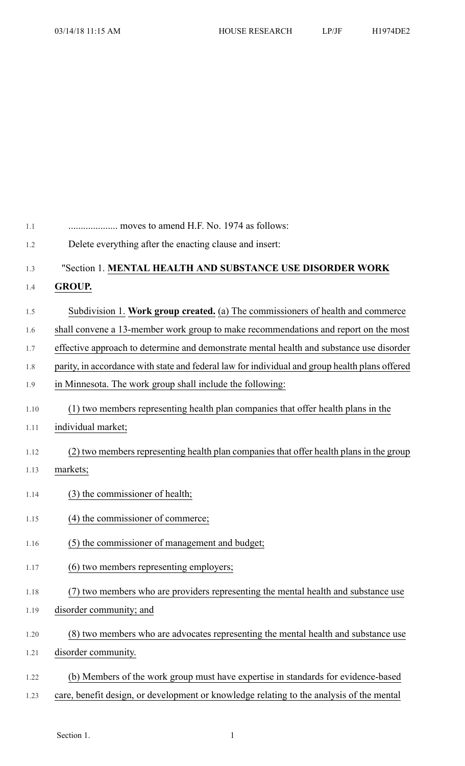.................... moves to amend H.F. No. 1974 as follows:

Delete everything after the enacting clause and insert:

"Section 1. **MENTAL HEALTH AND SUBSTANCE USE DISORDER WORK GROUP.**

Subdivision 1. **Work group created.** (a) The commissioners of health and commerce shall convene a 13-member work group to make recommendations and report on the most effective approach to determine and demonstrate mental health and substance use disorder parity, in accordance with state and federal law for individual and group health plans offered in Minnesota. The work group shall include the following:

(1) two members representing health plan companies that offer health plans in the individual market;

(2) two members representing health plan companies that offer health plans in the group markets;

(3) the commissioner of health;

(4) the commissioner of commerce;

(5) the commissioner of management and budget;

(6) two members representing employers;

(7) two members who are providers representing the mental health and substance use disorder community; and

(8) two members who are advocates representing the mental health and substance use disorder community.

(b) Members of the work group must have expertise in standards for evidence-based care, benefit design, or development or knowledge relating to the analysis of the mental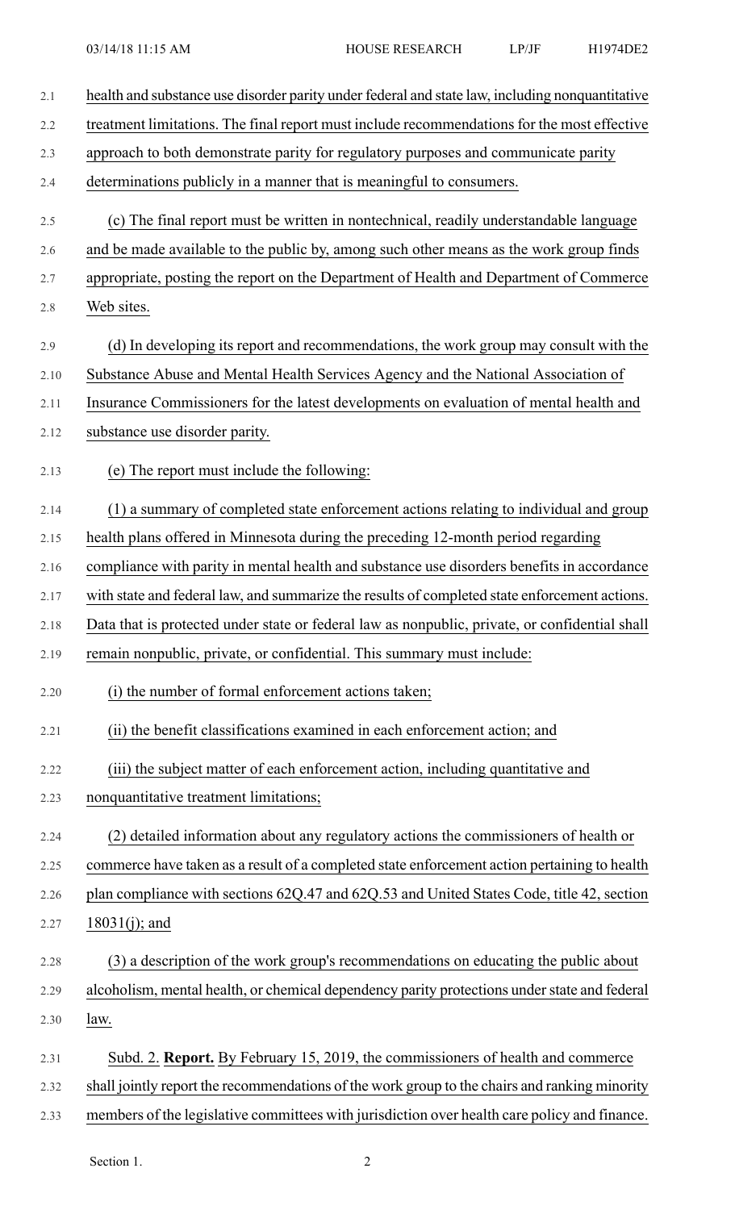health and substance use disorder parity under federal and state law, including nonquantitative treatment limitations. The final report must include recommendations for the most effective approach to both demonstrate parity for regulatory purposes and communicate parity determinations publicly in a manner that is meaningful to consumers.

(c) The final report must be written in nontechnical, readily understandable language and be made available to the public by, among such other means as the work group finds appropriate, posting the report on the Department of Health and Department of Commerce Web sites.

(d) In developing its report and recommendations, the work group may consult with the Substance Abuse and Mental Health Services Agency and the National Association of Insurance Commissioners for the latest developments on evaluation of mental health and substance use disorder parity.

(e) The report must include the following:

(1) a summary of completed state enforcement actions relating to individual and group health plans offered in Minnesota during the preceding 12-month period regarding compliance with parity in mental health and substance use disorders benefits in accordance with state and federal law, and summarize the results of completed state enforcement actions. Data that is protected under state or federal law as nonpublic, private, or confidential shall remain nonpublic, private, or confidential. This summary must include:

(i) the number of formal enforcement actions taken;

(ii) the benefit classifications examined in each enforcement action; and

(iii) the subject matter of each enforcement action, including quantitative and nonquantitative treatment limitations;

(2) detailed information about any regulatory actions the commissioners of health or commerce have taken as a result of a completed state enforcement action pertaining to health plan compliance with sections 62Q.47 and 62Q.53 and United States Code, title 42, section 18031(j); and

(3) a description of the work group's recommendations on educating the public about alcoholism, mental health, or chemical dependency parity protections under state and federal law.

Subd. 2. **Report.** By February 15, 2019, the commissioners of health and commerce shall jointly report the recommendations of the work group to the chairs and ranking minority members of the legislative committees with jurisdiction over health care policy and finance.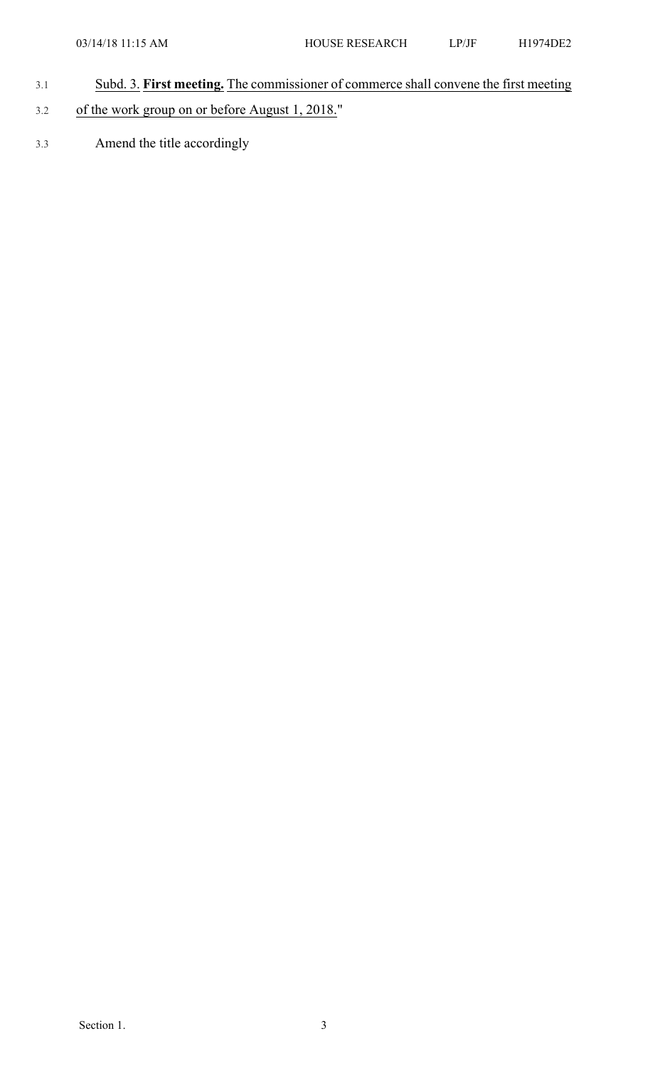Subd. 3. **First meeting.** The commissioner of commerce shall convene the first meeting of the work group on or before August 1, 2018."

Amend the title accordingly